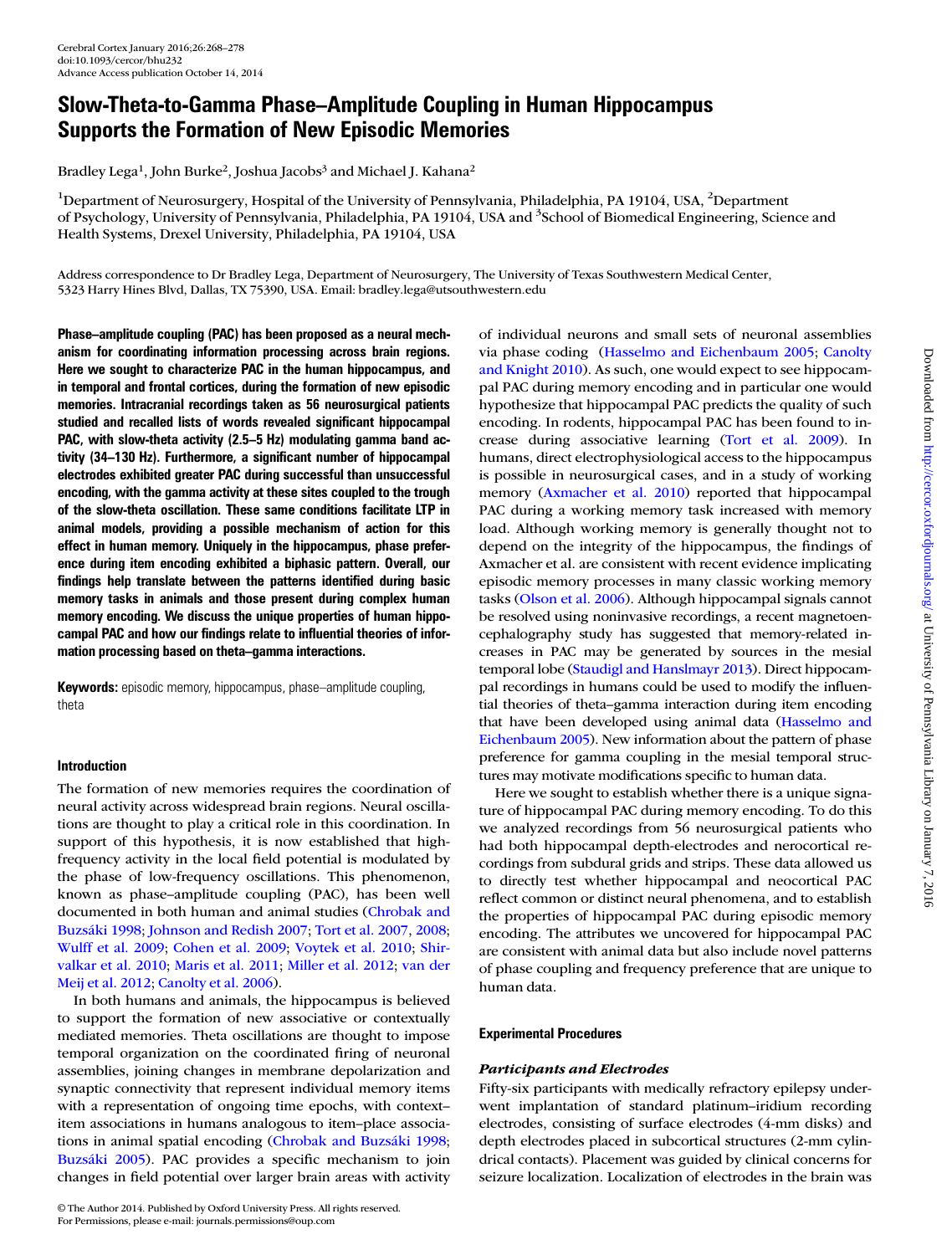# Slow-Theta-to-Gamma Phase–Amplitude Coupling in Human Hippocampus Supports the Formation of New Episodic Memories

Bradley Lega[1], John Burke[2], Joshua Jacobs[3] and Michael J. Kahana[2]

[1]Department of Neurosurgery, Hospital of the University of Pennsylvania, Philadelphia, PA 19104, USA, [2]Department of Psychology, University of Pennsylvania, Philadelphia, PA 19104, USA and [3]School of Biomedical Engineering, Science and Health Systems, Drexel University, Philadelphia, PA 19104, USA

Address correspondence to Dr Bradley Lega, Department of Neurosurgery, The University of Texas Southwestern Medical Center, 5323 Harry Hines Blvd, Dallas, TX 75390, USA. Email: bradley.lega@utsouthwestern.edu

**Phase–amplitude coupling (PAC) has been proposed as a neural mechanism for coordinating information processing across brain regions. Here we sought to characterize PAC in the human hippocampus, and in temporal and frontal cortices, during the formation of new episodic memories. Intracranial recordings taken as 56 neurosurgical patients studied and recalled lists of words revealed significant hippocampal PAC, with slow-theta activity (2.5–5 Hz) modulating gamma band activity (34–130 Hz). Furthermore, a significant number of hippocampal electrodes exhibited greater PAC during successful than unsuccessful encoding, with the gamma activity at these sites coupled to the trough of the slow-theta oscillation. These same conditions facilitate LTP in animal models, providing a possible mechanism of action for this effect in human memory. Uniquely in the hippocampus, phase preference during item encoding exhibited a biphasic pattern. Overall, our findings help translate between the patterns identified during basic memory tasks in animals and those present during complex human memory encoding. We discuss the unique properties of human hippocampal PAC and how our findings relate to influential theories of information processing based on theta–gamma interactions.**

**Keywords:** episodic memory, hippocampus, phase–amplitude coupling, theta

## Introduction

The formation of new memories requires the coordination of neural activity across widespread brain regions. Neural oscillations are thought to play a critical role in this coordination. In support of this hypothesis, it is now established that high-frequency activity in the local field potential is modulated by the phase of low-frequency oscillations. This phenomenon, known as phase–amplitude coupling (PAC), has been well documented in both human and animal studies (Chrobak and Buzsáki 1998; Johnson and Redish 2007; Tort et al. 2007, 2008; Wulff et al. 2009; Cohen et al. 2009; Voytek et al. 2010; Shirvalkar et al. 2010; Maris et al. 2011; Miller et al. 2012; van der Meij et al. 2012; Canolty et al. 2006).

In both humans and animals, the hippocampus is believed to support the formation of new associative or contextually mediated memories. Theta oscillations are thought to impose temporal organization on the coordinated firing of neuronal assemblies, joining changes in membrane depolarization and synaptic connectivity that represent individual memory items with a representation of ongoing time epochs, with context–item associations in humans analogous to item–place associations in animal spatial encoding (Chrobak and Buzsáki 1998; Buzsáki 2005). PAC provides a specific mechanism to join changes in field potential over larger brain areas with activity of individual neurons and small sets of neuronal assemblies via phase coding (Hasselmo and Eichenbaum 2005; Canolty and Knight 2010). As such, one would expect to see hippocampal PAC during memory encoding and in particular one would hypothesize that hippocampal PAC predicts the quality of such encoding. In rodents, hippocampal PAC has been found to increase during associative learning (Tort et al. 2009). In humans, direct electrophysiological access to the hippocampus is possible in neurosurgical cases, and in a study of working memory (Axmacher et al. 2010) reported that hippocampal PAC during a working memory task increased with memory load. Although working memory is generally thought not to depend on the integrity of the hippocampus, the findings of Axmacher et al. are consistent with recent evidence implicating episodic memory processes in many classic working memory tasks (Olson et al. 2006). Although hippocampal signals cannot be resolved using noninvasive recordings, a recent magnetoencephalography study has suggested that memory-related increases in PAC may be generated by sources in the mesial temporal lobe (Staudigl and Hanslmayr 2013). Direct hippocampal recordings in humans could be used to modify the influential theories of theta–gamma interaction during item encoding that have been developed using animal data (Hasselmo and Eichenbaum 2005). New information about the pattern of phase preference for gamma coupling in the mesial temporal structures may motivate modifications specific to human data.

Here we sought to establish whether there is a unique signature of hippocampal PAC during memory encoding. To do this we analyzed recordings from 56 neurosurgical patients who had both hippocampal depth-electrodes and nerocortical recordings from subdural grids and strips. These data allowed us to directly test whether hippocampal and neocortical PAC reflect common or distinct neural phenomena, and to establish the properties of hippocampal PAC during episodic memory encoding. The attributes we uncovered for hippocampal PAC are consistent with animal data but also include novel patterns of phase coupling and frequency preference that are unique to human data.

## Experimental Procedures

### *Participants and Electrodes*

Fifty-six participants with medically refractory epilepsy underwent implantation of standard platinum–iridium recording electrodes, consisting of surface electrodes (4-mm disks) and depth electrodes placed in subcortical structures (2-mm cylindrical contacts). Placement was guided by clinical concerns for seizure localization. Localization of electrodes in the brain was

© The Author 2014. Published by Oxford University Press. All rights reserved. For Permissions, please e-mail: journals.permissions@oup.com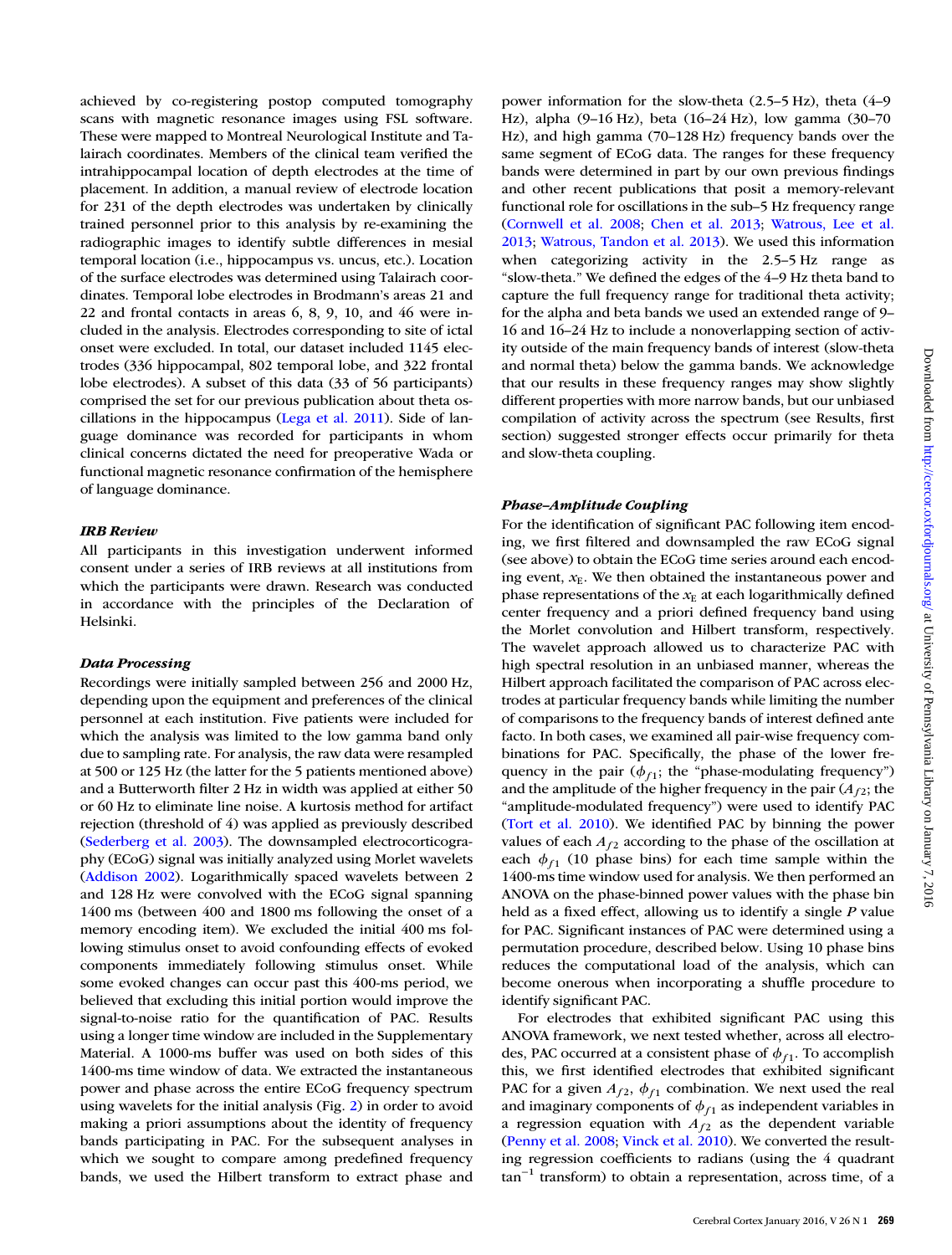achieved by co-registering postop computed tomography scans with magnetic resonance images using FSL software. These were mapped to Montreal Neurological Institute and Talairach coordinates. Members of the clinical team verified the intrahippocampal location of depth electrodes at the time of placement. In addition, a manual review of electrode location for 231 of the depth electrodes was undertaken by clinically trained personnel prior to this analysis by re-examining the radiographic images to identify subtle differences in mesial temporal location (i.e., hippocampus vs. uncus, etc.). Location of the surface electrodes was determined using Talairach coordinates. Temporal lobe electrodes in Brodmann's areas 21 and 22 and frontal contacts in areas 6, 8, 9, 10, and 46 were included in the analysis. Electrodes corresponding to site of ictal onset were excluded. In total, our dataset included 1145 electrodes (336 hippocampal, 802 temporal lobe, and 322 frontal lobe electrodes). A subset of this data (33 of 56 participants) comprised the set for our previous publication about theta oscillations in the hippocampus (Lega et al. 2011). Side of language dominance was recorded for participants in whom clinical concerns dictated the need for preoperative Wada or functional magnetic resonance confirmation of the hemisphere of language dominance.

### *IRB Review*

All participants in this investigation underwent informed consent under a series of IRB reviews at all institutions from which the participants were drawn. Research was conducted in accordance with the principles of the Declaration of Helsinki.

### *Data Processing*

Recordings were initially sampled between 256 and 2000 Hz, depending upon the equipment and preferences of the clinical personnel at each institution. Five patients were included for which the analysis was limited to the low gamma band only due to sampling rate. For analysis, the raw data were resampled at 500 or 125 Hz (the latter for the 5 patients mentioned above) and a Butterworth filter 2 Hz in width was applied at either 50 or 60 Hz to eliminate line noise. A kurtosis method for artifact rejection (threshold of 4) was applied as previously described (Sederberg et al. 2003). The downsampled electrocorticography (ECoG) signal was initially analyzed using Morlet wavelets (Addison 2002). Logarithmically spaced wavelets between 2 and 128 Hz were convolved with the ECoG signal spanning 1400 ms (between 400 and 1800 ms following the onset of a memory encoding item). We excluded the initial 400 ms following stimulus onset to avoid confounding effects of evoked components immediately following stimulus onset. While some evoked changes can occur past this 400-ms period, we believed that excluding this initial portion would improve the signal-to-noise ratio for the quantification of PAC. Results using a longer time window are included in the Supplementary Material. A 1000-ms buffer was used on both sides of this 1400-ms time window of data. We extracted the instantaneous power and phase across the entire ECoG frequency spectrum using wavelets for the initial analysis (Fig. 2) in order to avoid making a priori assumptions about the identity of frequency bands participating in PAC. For the subsequent analyses in which we sought to compare among predefined frequency bands, we used the Hilbert transform to extract phase and power information for the slow-theta (2.5–5 Hz), theta (4–9 Hz), alpha (9–16 Hz), beta (16–24 Hz), low gamma (30–70 Hz), and high gamma (70–128 Hz) frequency bands over the same segment of ECoG data. The ranges for these frequency bands were determined in part by our own previous findings and other recent publications that posit a memory-relevant functional role for oscillations in the sub–5 Hz frequency range (Cornwell et al. 2008; Chen et al. 2013; Watrous, Lee et al. 2013; Watrous, Tandon et al. 2013). We used this information when categorizing activity in the 2.5–5 Hz range as "slow-theta." We defined the edges of the 4–9 Hz theta band to capture the full frequency range for traditional theta activity; for the alpha and beta bands we used an extended range of 9–16 and 16–24 Hz to include a nonoverlapping section of activity outside of the main frequency bands of interest (slow-theta and normal theta) below the gamma bands. We acknowledge that our results in these frequency ranges may show slightly different properties with more narrow bands, but our unbiased compilation of activity across the spectrum (see Results, first section) suggested stronger effects occur primarily for theta and slow-theta coupling.

### *Phase–Amplitude Coupling*

For the identification of significant PAC following item encoding, we first filtered and downsampled the raw ECoG signal (see above) to obtain the ECoG time series around each encoding event, $x_E$. We then obtained the instantaneous power and phase representations of the $x_E$ at each logarithmically defined center frequency and a priori defined frequency band using the Morlet convolution and Hilbert transform, respectively. The wavelet approach allowed us to characterize PAC with high spectral resolution in an unbiased manner, whereas the Hilbert approach facilitated the comparison of PAC across electrodes at particular frequency bands while limiting the number of comparisons to the frequency bands of interest defined ante facto. In both cases, we examined all pair-wise frequency combinations for PAC. Specifically, the phase of the lower frequency in the pair ($\phi_{f1}$; the "phase-modulating frequency") and the amplitude of the higher frequency in the pair ($A_{f2}$; the "amplitude-modulated frequency") were used to identify PAC (Tort et al. 2010). We identified PAC by binning the power values of each $A_{f2}$ according to the phase of the oscillation at each $\phi_{f1}$ (10 phase bins) for each time sample within the 1400-ms time window used for analysis. We then performed an ANOVA on the phase-binned power values with the phase bin held as a fixed effect, allowing us to identify a single *P* value for PAC. Significant instances of PAC were determined using a permutation procedure, described below. Using 10 phase bins reduces the computational load of the analysis, which can become onerous when incorporating a shuffle procedure to identify significant PAC.

For electrodes that exhibited significant PAC using this ANOVA framework, we next tested whether, across all electrodes, PAC occurred at a consistent phase of $\phi_{f1}$. To accomplish this, we first identified electrodes that exhibited significant PAC for a given $A_{f2}$, $\phi_{f1}$ combination. We next used the real and imaginary components of $\phi_{f1}$ as independent variables in a regression equation with $A_{f2}$ as the dependent variable (Penny et al. 2008; Vinck et al. 2010). We converted the resulting regression coefficients to radians (using the 4 quadrant $\tan^{-1}$ transform) to obtain a representation, across time, of a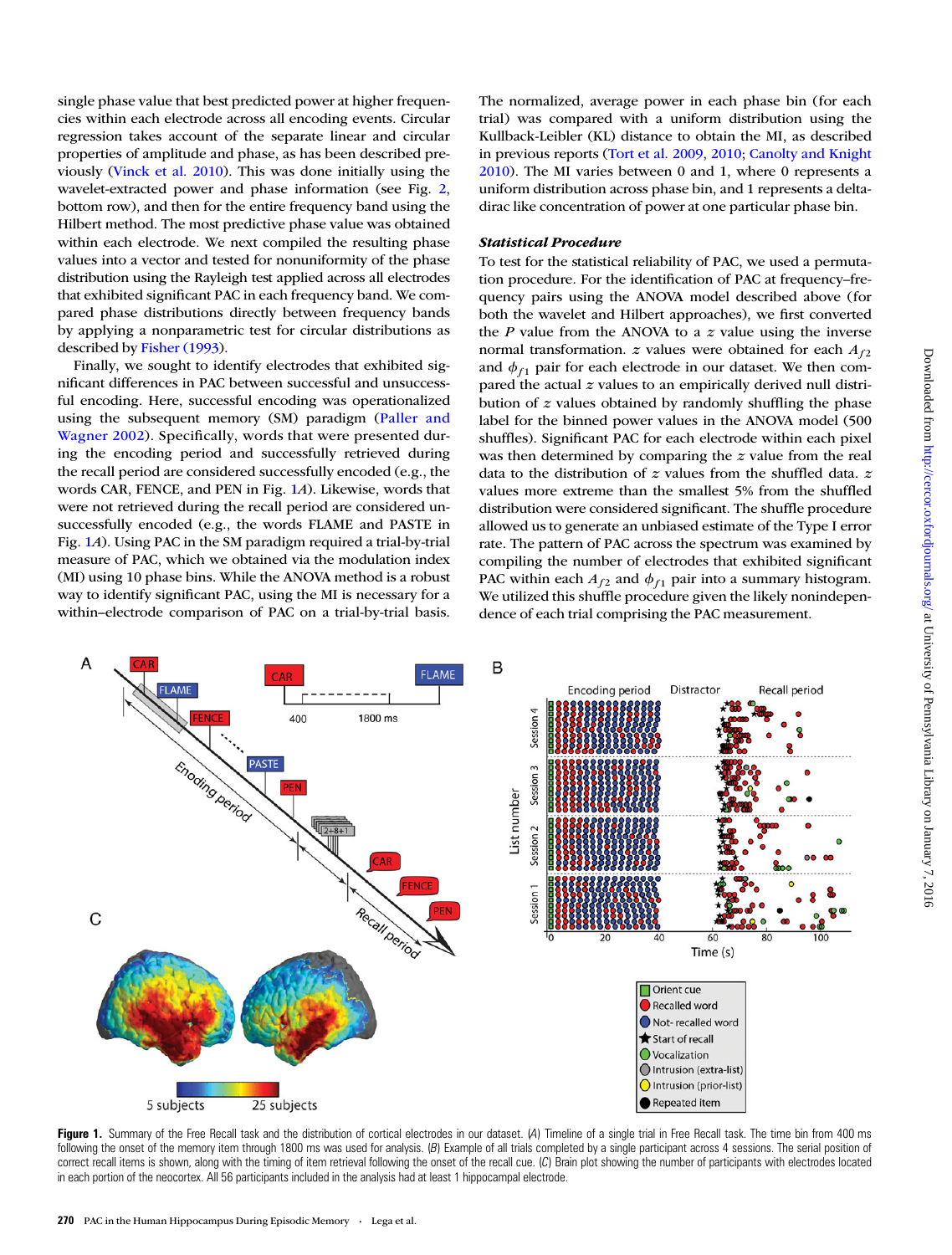single phase value that best predicted power at higher frequencies within each electrode across all encoding events. Circular regression takes account of the separate linear and circular properties of amplitude and phase, as has been described previously (Vinck et al. 2010). This was done initially using the wavelet-extracted power and phase information (see Fig. 2, bottom row), and then for the entire frequency band using the Hilbert method. The most predictive phase value was obtained within each electrode. We next compiled the resulting phase values into a vector and tested for nonuniformity of the phase distribution using the Rayleigh test applied across all electrodes that exhibited significant PAC in each frequency band. We compared phase distributions directly between frequency bands by applying a nonparametric test for circular distributions as described by Fisher (1993).

Finally, we sought to identify electrodes that exhibited significant differences in PAC between successful and unsuccessful encoding. Here, successful encoding was operationalized using the subsequent memory (SM) paradigm (Paller and Wagner 2002). Specifically, words that were presented during the encoding period and successfully retrieved during the recall period are considered successfully encoded (e.g., the words CAR, FENCE, and PEN in Fig. 1A). Likewise, words that were not retrieved during the recall period are considered unsuccessfully encoded (e.g., the words FLAME and PASTE in Fig. 1A). Using PAC in the SM paradigm required a trial-by-trial measure of PAC, which we obtained via the modulation index (MI) using 10 phase bins. While the ANOVA method is a robust way to identify significant PAC, using the MI is necessary for a within–electrode comparison of PAC on a trial-by-trial basis.

The normalized, average power in each phase bin (for each trial) was compared with a uniform distribution using the Kullback-Leibler (KL) distance to obtain the MI, as described in previous reports (Tort et al. 2009, 2010; Canolty and Knight 2010). The MI varies between 0 and 1, where 0 represents a uniform distribution across phase bin, and 1 represents a delta-dirac like concentration of power at one particular phase bin.

### Statistical Procedure

To test for the statistical reliability of PAC, we used a permutation procedure. For the identification of PAC at frequency–frequency pairs using the ANOVA model described above (for both the wavelet and Hilbert approaches), we first converted the $P$ value from the ANOVA to a $z$ value using the inverse normal transformation. $z$ values were obtained for each $A_{f2}$ and $\phi_{f1}$ pair for each electrode in our dataset. We then compared the actual $z$ values to an empirically derived null distribution of $z$ values obtained by randomly shuffling the phase label for the binned power values in the ANOVA model (500 shuffles). Significant PAC for each electrode within each pixel was then determined by comparing the $z$ value from the real data to the distribution of $z$ values from the shuffled data. $z$ values more extreme than the smallest 5% from the shuffled distribution were considered significant. The shuffle procedure allowed us to generate an unbiased estimate of the Type I error rate. The pattern of PAC across the spectrum was examined by compiling the number of electrodes that exhibited significant PAC within each $A_{f2}$ and $\phi_{f1}$ pair into a summary histogram. We utilized this shuffle procedure given the likely nonindependence of each trial comprising the PAC measurement.

**Figure 1.** Summary of the Free Recall task and the distribution of cortical electrodes in our dataset. (A) Timeline of a single trial in Free Recall task. The time bin from 400 ms following the onset of the memory item through 1800 ms was used for analysis. (B) Example of all trials completed by a single participant across 4 sessions. The serial position of correct recall items is shown, along with the timing of item retrieval following the onset of the recall cue. (C) Brain plot showing the number of participants with electrodes located in each portion of the neocortex. All 56 participants included in the analysis had at least 1 hippocampal electrode.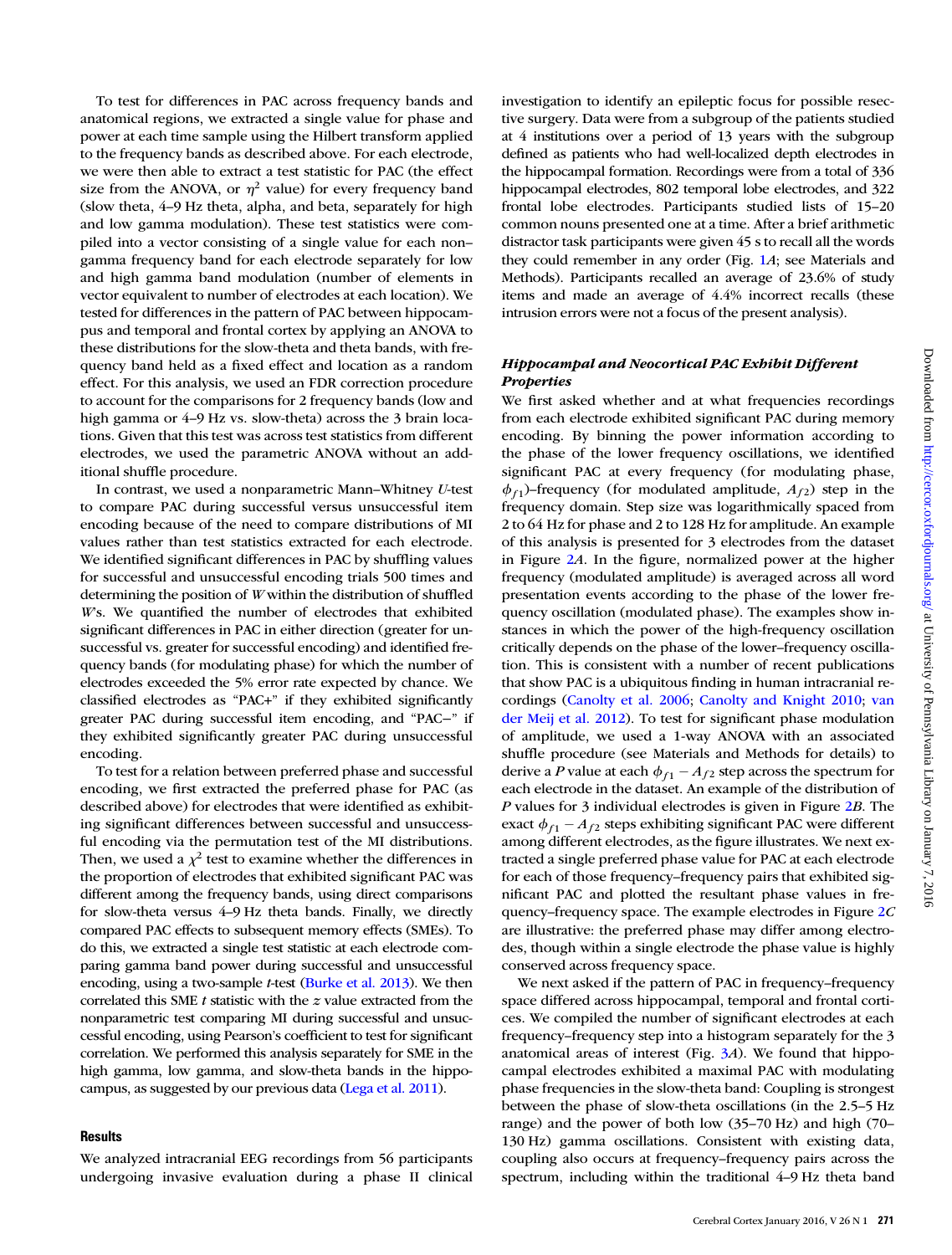To test for differences in PAC across frequency bands and anatomical regions, we extracted a single value for phase and power at each time sample using the Hilbert transform applied to the frequency bands as described above. For each electrode, we were then able to extract a test statistic for PAC (the effect size from the ANOVA, or $\eta^2$ value) for every frequency band (slow theta, 4–9 Hz theta, alpha, and beta, separately for high and low gamma modulation). These test statistics were compiled into a vector consisting of a single value for each non–gamma frequency band for each electrode separately for low and high gamma band modulation (number of elements in vector equivalent to number of electrodes at each location). We tested for differences in the pattern of PAC between hippocampus and temporal and frontal cortex by applying an ANOVA to these distributions for the slow-theta and theta bands, with frequency band held as a fixed effect and location as a random effect. For this analysis, we used an FDR correction procedure to account for the comparisons for 2 frequency bands (low and high gamma or 4–9 Hz vs. slow-theta) across the 3 brain locations. Given that this test was across test statistics from different electrodes, we used the parametric ANOVA without an additional shuffle procedure.

In contrast, we used a nonparametric Mann–Whitney $U$-test to compare PAC during successful versus unsuccessful item encoding because of the need to compare distributions of MI values rather than test statistics extracted for each electrode. We identified significant differences in PAC by shuffling values for successful and unsuccessful encoding trials 500 times and determining the position of $W$ within the distribution of shuffled $W$'s. We quantified the number of electrodes that exhibited significant differences in PAC in either direction (greater for unsuccessful vs. greater for successful encoding) and identified frequency bands (for modulating phase) for which the number of electrodes exceeded the 5% error rate expected by chance. We classified electrodes as "PAC+" if they exhibited significantly greater PAC during successful item encoding, and "PAC−" if they exhibited significantly greater PAC during unsuccessful encoding.

To test for a relation between preferred phase and successful encoding, we first extracted the preferred phase for PAC (as described above) for electrodes that were identified as exhibiting significant differences between successful and unsuccessful encoding via the permutation test of the MI distributions. Then, we used a $\chi^2$ test to examine whether the differences in the proportion of electrodes that exhibited significant PAC was different among the frequency bands, using direct comparisons for slow-theta versus 4–9 Hz theta bands. Finally, we directly compared PAC effects to subsequent memory effects (SMEs). To do this, we extracted a single test statistic at each electrode comparing gamma band power during successful and unsuccessful encoding, using a two-sample $t$-test (Burke et al. 2013). We then correlated this SME $t$ statistic with the $z$ value extracted from the nonparametric test comparing MI during successful and unsuccessful encoding, using Pearson's coefficient to test for significant correlation. We performed this analysis separately for SME in the high gamma, low gamma, and slow-theta bands in the hippocampus, as suggested by our previous data (Lega et al. 2011).

## Results

We analyzed intracranial EEG recordings from 56 participants undergoing invasive evaluation during a phase II clinical investigation to identify an epileptic focus for possible resective surgery. Data were from a subgroup of the patients studied at 4 institutions over a period of 13 years with the subgroup defined as patients who had well-localized depth electrodes in the hippocampal formation. Recordings were from a total of 336 hippocampal electrodes, 802 temporal lobe electrodes, and 322 frontal lobe electrodes. Participants studied lists of 15–20 common nouns presented one at a time. After a brief arithmetic distractor task participants were given 45 s to recall all the words they could remember in any order (Fig. 1*A*; see Materials and Methods). Participants recalled an average of 23.6% of study items and made an average of 4.4% incorrect recalls (these intrusion errors were not a focus of the present analysis).

### *Hippocampal and Neocortical PAC Exhibit Different Properties*

We first asked whether and at what frequencies recordings from each electrode exhibited significant PAC during memory encoding. By binning the power information according to the phase of the lower frequency oscillations, we identified significant PAC at every frequency (for modulating phase, $\phi_{f1}$)–frequency (for modulated amplitude, $A_{f2}$) step in the frequency domain. Step size was logarithmically spaced from 2 to 64 Hz for phase and 2 to 128 Hz for amplitude. An example of this analysis is presented for 3 electrodes from the dataset in Figure 2*A*. In the figure, normalized power at the higher frequency (modulated amplitude) is averaged across all word presentation events according to the phase of the lower frequency oscillation (modulated phase). The examples show instances in which the power of the high-frequency oscillation critically depends on the phase of the lower–frequency oscillation. This is consistent with a number of recent publications that show PAC is a ubiquitous finding in human intracranial recordings (Canolty et al. 2006; Canolty and Knight 2010; van der Meij et al. 2012). To test for significant phase modulation of amplitude, we used a 1-way ANOVA with an associated shuffle procedure (see Materials and Methods for details) to derive a $P$ value at each $\phi_{f1} - A_{f2}$ step across the spectrum for each electrode in the dataset. An example of the distribution of $P$ values for 3 individual electrodes is given in Figure 2*B*. The exact $\phi_{f1} - A_{f2}$ steps exhibiting significant PAC were different among different electrodes, as the figure illustrates. We next extracted a single preferred phase value for PAC at each electrode for each of those frequency–frequency pairs that exhibited significant PAC and plotted the resultant phase values in frequency–frequency space. The example electrodes in Figure 2*C* are illustrative: the preferred phase may differ among electrodes, though within a single electrode the phase value is highly conserved across frequency space.

We next asked if the pattern of PAC in frequency–frequency space differed across hippocampal, temporal and frontal cortices. We compiled the number of significant electrodes at each frequency–frequency step into a histogram separately for the 3 anatomical areas of interest (Fig. 3*A*). We found that hippocampal electrodes exhibited a maximal PAC with modulating phase frequencies in the slow-theta band: Coupling is strongest between the phase of slow-theta oscillations (in the 2.5–5 Hz range) and the power of both low (35–70 Hz) and high (70–130 Hz) gamma oscillations. Consistent with existing data, coupling also occurs at frequency–frequency pairs across the spectrum, including within the traditional 4–9 Hz theta band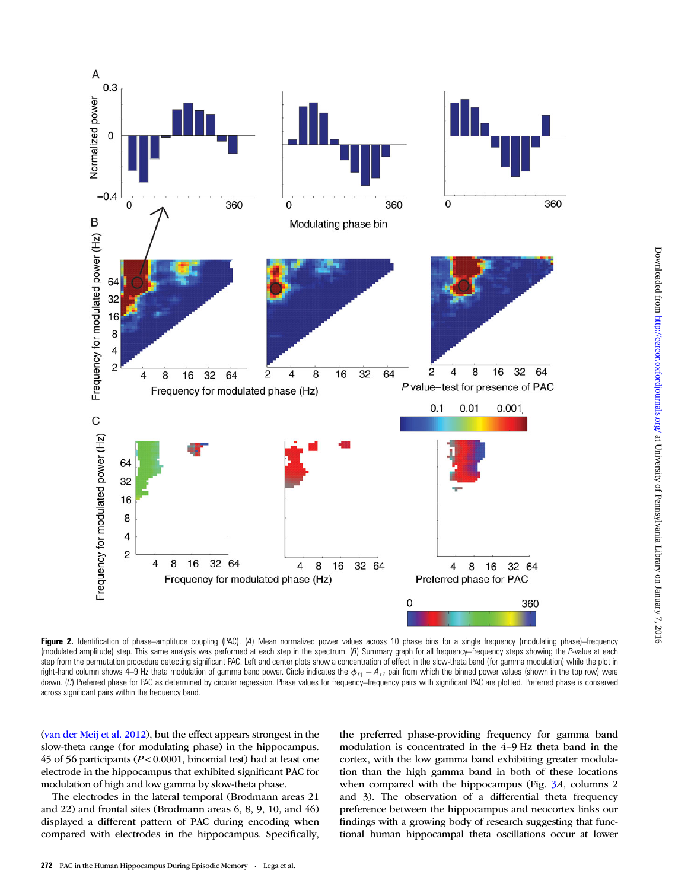**Figure 2.** Identification of phase–amplitude coupling (PAC). (*A*) Mean normalized power values across 10 phase bins for a single frequency (modulating phase)–frequency (modulated amplitude) step. This same analysis was performed at each step in the spectrum. (*B*) Summary graph for all frequency–frequency steps showing the *P*-value at each step from the permutation procedure detecting significant PAC. Left and center plots show a concentration of effect in the slow-theta band (for gamma modulation) while the plot in right-hand column shows 4–9 Hz theta modulation of gamma band power. Circle indicates the $\phi_{f1} - A_{f2}$ pair from which the binned power values (shown in the top row) were drawn. (*C*) Preferred phase for PAC as determined by circular regression. Phase values for frequency–frequency pairs with significant PAC are plotted. Preferred phase is conserved across significant pairs within the frequency band.

(van der Meij et al. 2012), but the effect appears strongest in the slow-theta range (for modulating phase) in the hippocampus. 45 of 56 participants ($P < 0.0001$, binomial test) had at least one electrode in the hippocampus that exhibited significant PAC for modulation of high and low gamma by slow-theta phase.

The electrodes in the lateral temporal (Brodmann areas 21 and 22) and frontal sites (Brodmann areas 6, 8, 9, 10, and 46) displayed a different pattern of PAC during encoding when compared with electrodes in the hippocampus. Specifically, the preferred phase-providing frequency for gamma band modulation is concentrated in the 4–9 Hz theta band in the cortex, with the low gamma band exhibiting greater modulation than the high gamma band in both of these locations when compared with the hippocampus (Fig. 3*A*, columns 2 and 3). The observation of a differential theta frequency preference between the hippocampus and neocortex links our findings with a growing body of research suggesting that functional human hippocampal theta oscillations occur at lower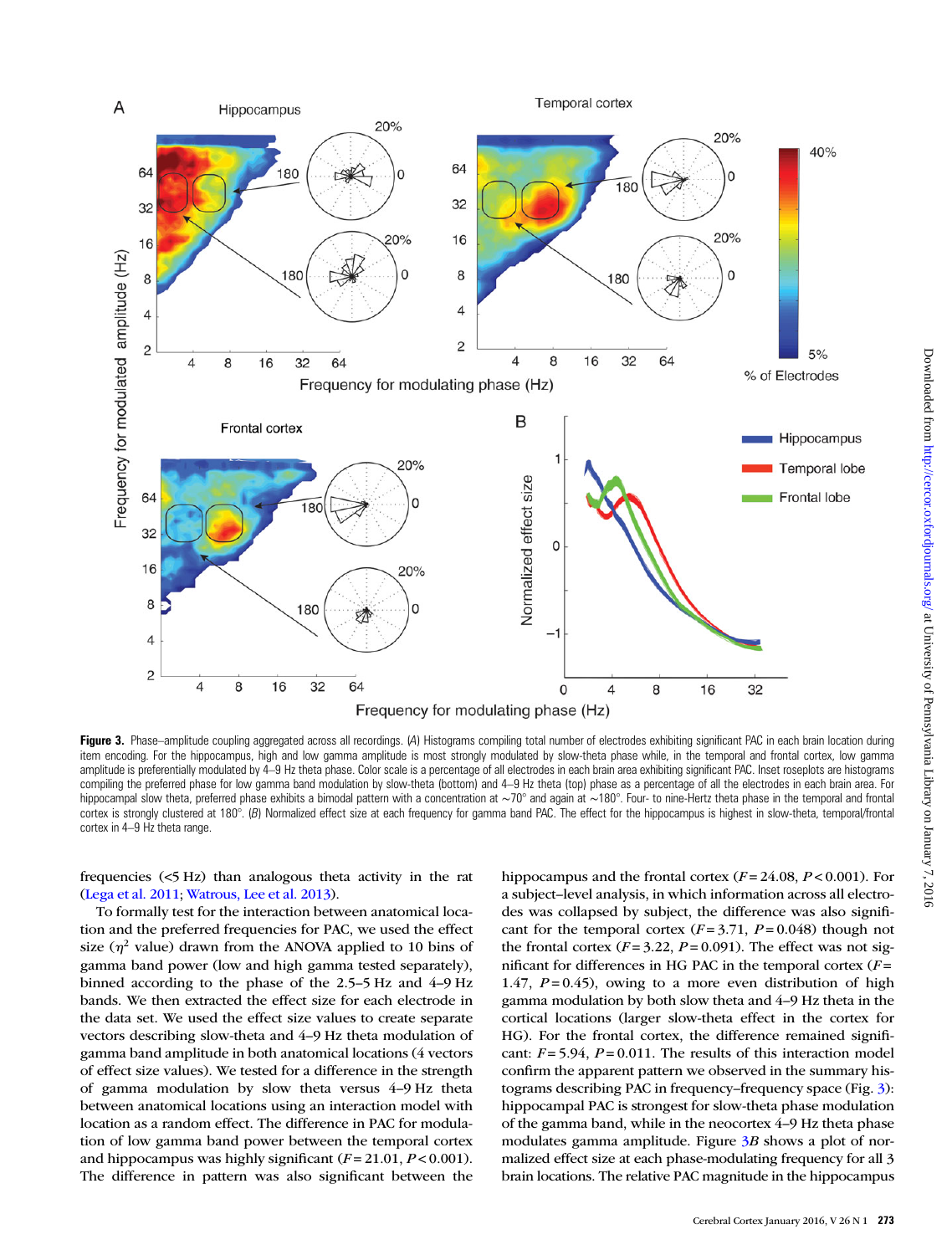**Figure 3.** Phase–amplitude coupling aggregated across all recordings. (*A*) Histograms compiling total number of electrodes exhibiting significant PAC in each brain location during item encoding. For the hippocampus, high and low gamma amplitude is most strongly modulated by slow-theta phase while, in the temporal and frontal cortex, low gamma amplitude is preferentially modulated by 4–9 Hz theta phase. Color scale is a percentage of all electrodes in each brain area exhibiting significant PAC. Inset roseplots are histograms compiling the preferred phase for low gamma band modulation by slow-theta (bottom) and 4–9 Hz theta (top) phase as a percentage of all the electrodes in each brain area. For hippocampal slow theta, preferred phase exhibits a bimodal pattern with a concentration at ∼70° and again at ∼180°. Four- to nine-Hertz theta phase in the temporal and frontal cortex is strongly clustered at 180°. (*B*) Normalized effect size at each frequency for gamma band PAC. The effect for the hippocampus is highest in slow-theta, temporal/frontal cortex in 4–9 Hz theta range.

frequencies (<5 Hz) than analogous theta activity in the rat (Lega et al. 2011; Watrous, Lee et al. 2013).

To formally test for the interaction between anatomical location and the preferred frequencies for PAC, we used the effect size ($\eta^2$ value) drawn from the ANOVA applied to 10 bins of gamma band power (low and high gamma tested separately), binned according to the phase of the 2.5–5 Hz and 4–9 Hz bands. We then extracted the effect size for each electrode in the data set. We used the effect size values to create separate vectors describing slow-theta and 4–9 Hz theta modulation of gamma band amplitude in both anatomical locations (4 vectors of effect size values). We tested for a difference in the strength of gamma modulation by slow theta versus 4–9 Hz theta between anatomical locations using an interaction model with location as a random effect. The difference in PAC for modulation of low gamma band power between the temporal cortex and hippocampus was highly significant ($F = 21.01$, $P < 0.001$). The difference in pattern was also significant between the hippocampus and the frontal cortex ($F = 24.08$, $P < 0.001$). For a subject–level analysis, in which information across all electrodes was collapsed by subject, the difference was also significant for the temporal cortex ($F = 3.71$, $P = 0.048$) though not the frontal cortex ($F = 3.22$, $P = 0.091$). The effect was not significant for differences in HG PAC in the temporal cortex ($F = 1.47$, $P = 0.45$), owing to a more even distribution of high gamma modulation by both slow theta and 4–9 Hz theta in the cortical locations (larger slow-theta effect in the cortex for HG). For the frontal cortex, the difference remained significant: $F = 5.94$, $P = 0.011$. The results of this interaction model confirm the apparent pattern we observed in the summary histograms describing PAC in frequency–frequency space (Fig. 3): hippocampal PAC is strongest for slow-theta phase modulation of the gamma band, while in the neocortex 4–9 Hz theta phase modulates gamma amplitude. Figure 3*B* shows a plot of normalized effect size at each phase-modulating frequency for all 3 brain locations. The relative PAC magnitude in the hippocampus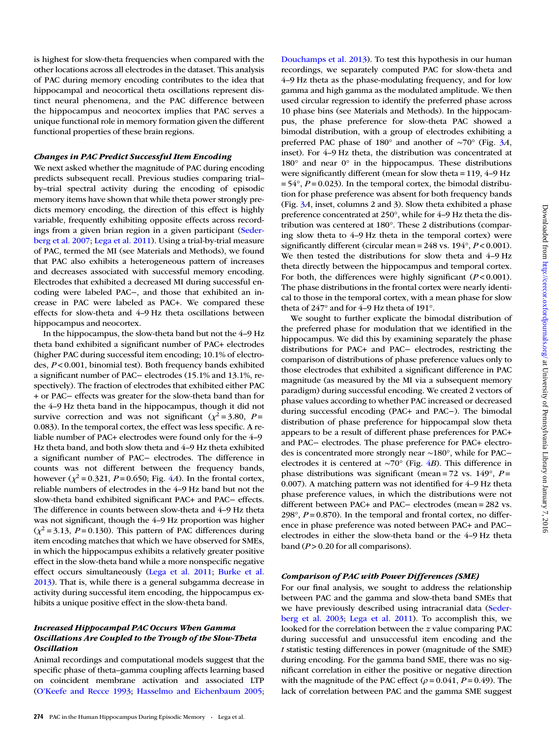is highest for slow-theta frequencies when compared with the other locations across all electrodes in the dataset. This analysis of PAC during memory encoding contributes to the idea that hippocampal and neocortical theta oscillations represent distinct neural phenomena, and the PAC difference between the hippocampus and neocortex implies that PAC serves a unique functional role in memory formation given the different functional properties of these brain regions.

### *Changes in PAC Predict Successful Item Encoding*

We next asked whether the magnitude of PAC during encoding predicts subsequent recall. Previous studies comparing trial–by–trial spectral activity during the encoding of episodic memory items have shown that while theta power strongly predicts memory encoding, the direction of this effect is highly variable, frequently exhibiting opposite effects across recordings from a given brian region in a given participant (Sederberg et al. 2007; Lega et al. 2011). Using a trial-by-trial measure of PAC, termed the MI (see Materials and Methods), we found that PAC also exhibits a heterogeneous pattern of increases and decreases associated with successful memory encoding. Electrodes that exhibited a decreased MI during successful encoding were labeled PAC−, and those that exhibited an increase in PAC were labeled as PAC+. We compared these effects for slow-theta and 4–9 Hz theta oscillations between hippocampus and neocortex.

In the hippocampus, the slow-theta band but not the 4–9 Hz theta band exhibited a significant number of PAC+ electrodes (higher PAC during successful item encoding; 10.1% of electrodes, $P < 0.001$, binomial test). Both frequency bands exhibited a significant number of PAC− electrodes (15.1% and 13.1%, respectively). The fraction of electrodes that exhibited either PAC + or PAC− effects was greater for the slow-theta band than for the 4–9 Hz theta band in the hippocampus, though it did not survive correction and was not significant ($\chi^2 = 3.80$, $P = 0.083$). In the temporal cortex, the effect was less specific. A reliable number of PAC+ electrodes were found only for the 4–9 Hz theta band, and both slow theta and 4–9 Hz theta exhibited a significant number of PAC− electrodes. The difference in counts was not different between the frequency bands, however ($\chi^2 = 0.321$, $P = 0.650$; Fig. 4A). In the frontal cortex, reliable numbers of electrodes in the 4–9 Hz band but not the slow-theta band exhibited significant PAC+ and PAC− effects. The difference in counts between slow-theta and 4–9 Hz theta was not significant, though the 4–9 Hz proportion was higher ($\chi^2 = 3.13$, $P = 0.130$). This pattern of PAC differences during item encoding matches that which we have observed for SMEs, in which the hippocampus exhibits a relatively greater positive effect in the slow-theta band while a more nonspecific negative effect occurs simultaneously (Lega et al. 2011; Burke et al. 2013). That is, while there is a general subgamma decrease in activity during successful item encoding, the hippocampus exhibits a unique positive effect in the slow-theta band.

### *Increased Hippocampal PAC Occurs When Gamma Oscillations Are Coupled to the Trough of the Slow-Theta Oscillation*

Animal recordings and computational models suggest that the specific phase of theta–gamma coupling affects learning based on coincident membrane activation and associated LTP (O'Keefe and Recce 1993; Hasselmo and Eichenbaum 2005; Douchamps et al. 2013). To test this hypothesis in our human recordings, we separately computed PAC for slow-theta and 4–9 Hz theta as the phase-modulating frequency, and for low gamma and high gamma as the modulated amplitude. We then used circular regression to identify the preferred phase across 10 phase bins (see Materials and Methods). In the hippocampus, the phase preference for slow-theta PAC showed a bimodal distribution, with a group of electrodes exhibiting a preferred PAC phase of 180° and another of ~70° (Fig. 3A, inset). For 4–9 Hz theta, the distribution was concentrated at 180° and near 0° in the hippocampus. These distributions were significantly different (mean for slow theta = 119, 4–9 Hz = 54°, $P = 0.023$). In the temporal cortex, the bimodal distribution for phase preference was absent for both frequency bands (Fig. 3A, inset, columns 2 and 3). Slow theta exhibited a phase preference concentrated at 250°, while for 4–9 Hz theta the distribution was centered at 180°. These 2 distributions (comparing slow theta to 4–9 Hz theta in the temporal cortex) were significantly different (circular mean = 248 vs. 194°, $P < 0.001$). We then tested the distributions for slow theta and 4–9 Hz theta directly between the hippocampus and temporal cortex. For both, the differences were highly significant ($P < 0.001$). The phase distributions in the frontal cortex were nearly identical to those in the temporal cortex, with a mean phase for slow theta of 247° and for 4–9 Hz theta of 191°.

We sought to further explicate the bimodal distribution of the preferred phase for modulation that we identified in the hippocampus. We did this by examining separately the phase distributions for PAC+ and PAC− electrodes, restricting the comparison of distributions of phase preference values only to those electrodes that exhibited a significant difference in PAC magnitude (as measured by the MI via a subsequent memory paradigm) during successful encoding. We created 2 vectors of phase values according to whether PAC increased or decreased during successful encoding (PAC+ and PAC−). The bimodal distribution of phase preference for hippocampal slow theta appears to be a result of different phase preferences for PAC+ and PAC− electrodes. The phase preference for PAC+ electrodes is concentrated more strongly near ~180°, while for PAC− electrodes it is centered at ~70° (Fig. 4B). This difference in phase distributions was significant (mean = 72 vs. 149°, $P = 0.007$). A matching pattern was not identified for 4–9 Hz theta phase preference values, in which the distributions were not different between PAC+ and PAC− electrodes (mean = 282 vs. 298°, $P = 0.870$). In the temporal and frontal cortex, no difference in phase preference was noted between PAC+ and PAC− electrodes in either the slow-theta band or the 4–9 Hz theta band ($P > 0.20$ for all comparisons).

### *Comparison of PAC with Power Differences (SME)*

For our final analysis, we sought to address the relationship between PAC and the gamma and slow-theta band SMEs that we have previously described using intracranial data (Sederberg et al. 2003; Lega et al. 2011). To accomplish this, we looked for the correlation between the *z* value comparing PAC during successful and unsuccessful item encoding and the *t* statistic testing differences in power (magnitude of the SME) during encoding. For the gamma band SME, there was no significant correlation in either the positive or negative direction with the magnitude of the PAC effect ($\rho = 0.041$, $P = 0.49$). The lack of correlation between PAC and the gamma SME suggest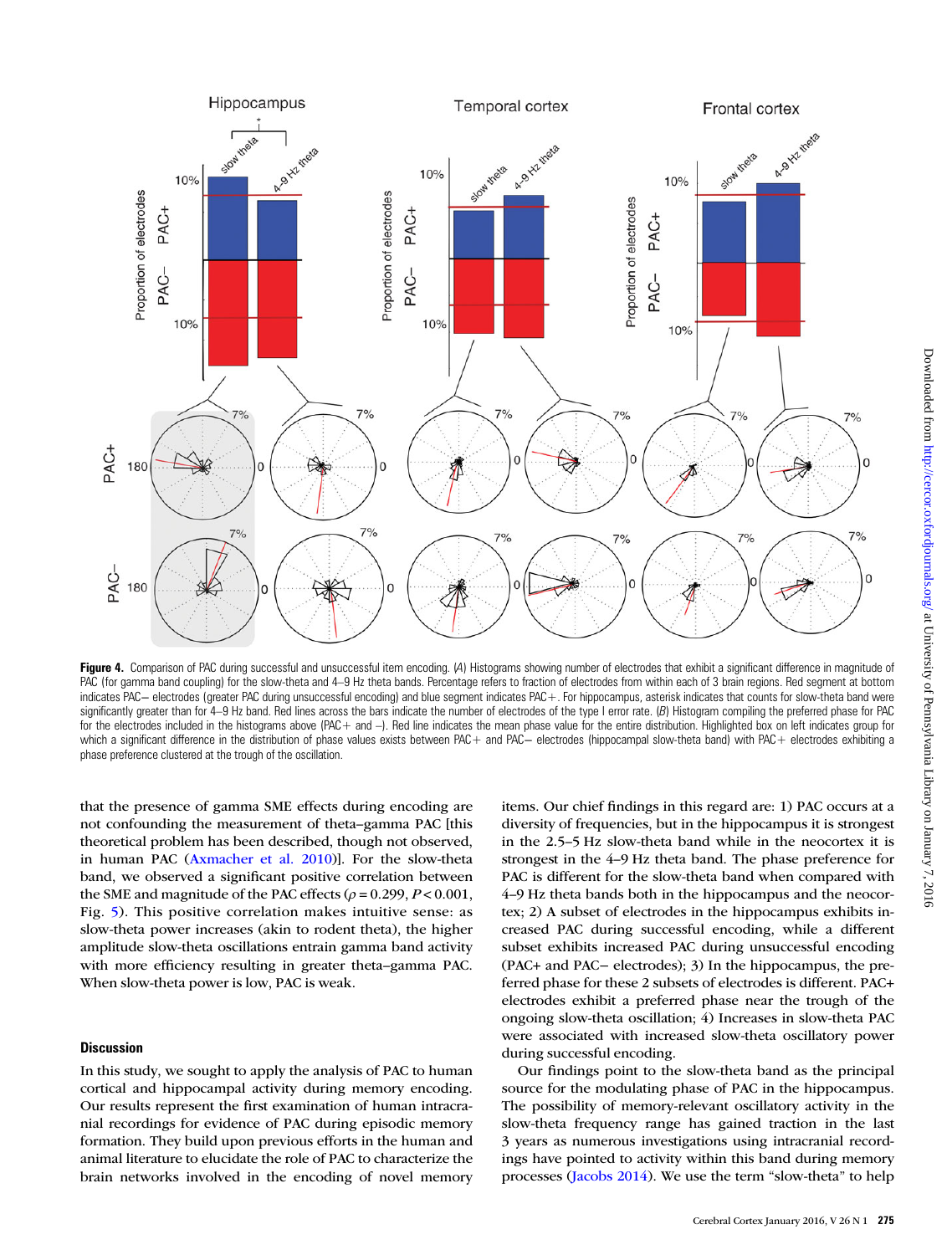**Figure 4.** Comparison of PAC during successful and unsuccessful item encoding. (*A*) Histograms showing number of electrodes that exhibit a significant difference in magnitude of PAC (for gamma band coupling) for the slow-theta and 4–9 Hz theta bands. Percentage refers to fraction of electrodes from within each of 3 brain regions. Red segment at bottom indicates PAC− electrodes (greater PAC during unsuccessful encoding) and blue segment indicates PAC+. For hippocampus, asterisk indicates that counts for slow-theta band were significantly greater than for 4–9 Hz band. Red lines across the bars indicate the number of electrodes of the type I error rate. (*B*) Histogram compiling the preferred phase for PAC for the electrodes included in the histograms above (PAC+ and −). Red line indicates the mean phase value for the entire distribution. Highlighted box on left indicates group for which a significant difference in the distribution of phase values exists between PAC+ and PAC− electrodes (hippocampal slow-theta band) with PAC+ electrodes exhibiting a phase preference clustered at the trough of the oscillation.

that the presence of gamma SME effects during encoding are not confounding the measurement of theta–gamma PAC [this theoretical problem has been described, though not observed, in human PAC (Axmacher et al. 2010)]. For the slow-theta band, we observed a significant positive correlation between the SME and magnitude of the PAC effects ($\rho = 0.299$, $P < 0.001$, Fig. 5). This positive correlation makes intuitive sense: as slow-theta power increases (akin to rodent theta), the higher amplitude slow-theta oscillations entrain gamma band activity with more efficiency resulting in greater theta–gamma PAC. When slow-theta power is low, PAC is weak.

## Discussion

In this study, we sought to apply the analysis of PAC to human cortical and hippocampal activity during memory encoding. Our results represent the first examination of human intracranial recordings for evidence of PAC during episodic memory formation. They build upon previous efforts in the human and animal literature to elucidate the role of PAC to characterize the brain networks involved in the encoding of novel memory items. Our chief findings in this regard are: 1) PAC occurs at a diversity of frequencies, but in the hippocampus it is strongest in the 2.5–5 Hz slow-theta band while in the neocortex it is strongest in the 4–9 Hz theta band. The phase preference for PAC is different for the slow-theta band when compared with 4–9 Hz theta bands both in the hippocampus and the neocortex; 2) A subset of electrodes in the hippocampus exhibits increased PAC during successful encoding, while a different subset exhibits increased PAC during unsuccessful encoding (PAC+ and PAC− electrodes); 3) In the hippocampus, the preferred phase for these 2 subsets of electrodes is different. PAC+ electrodes exhibit a preferred phase near the trough of the ongoing slow-theta oscillation; 4) Increases in slow-theta PAC were associated with increased slow-theta oscillatory power during successful encoding.

Our findings point to the slow-theta band as the principal source for the modulating phase of PAC in the hippocampus. The possibility of memory-relevant oscillatory activity in the slow-theta frequency range has gained traction in the last 3 years as numerous investigations using intracranial recordings have pointed to activity within this band during memory processes (Jacobs 2014). We use the term "slow-theta" to help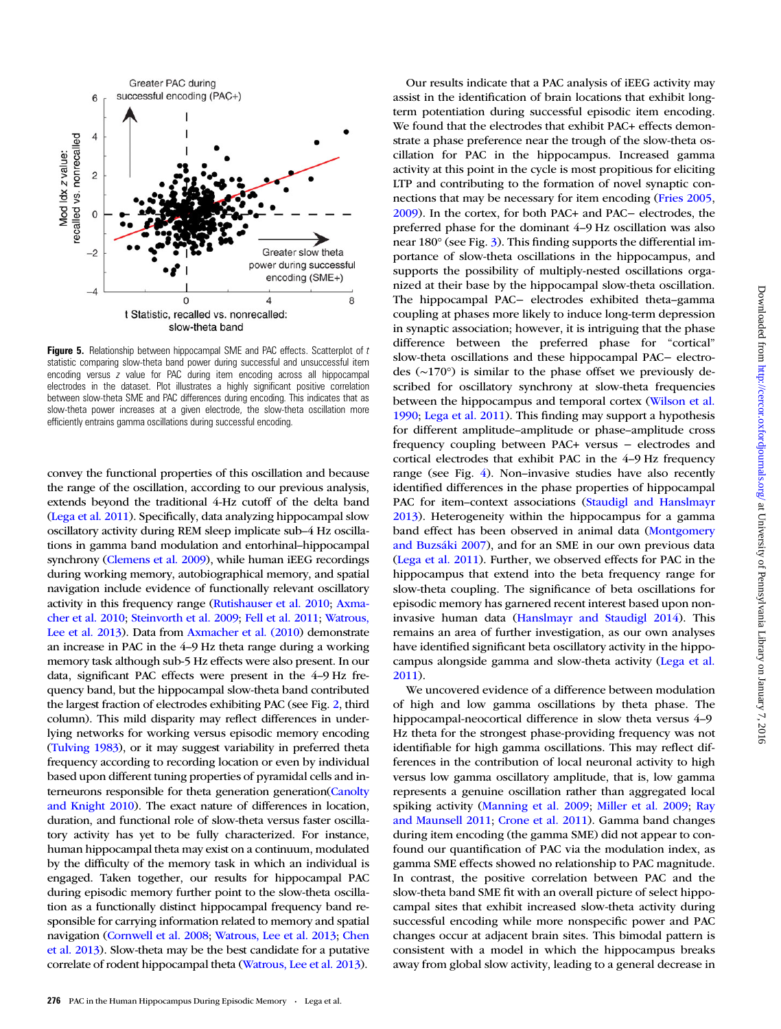Figure 5. Relationship between hippocampal SME and PAC effects. Scatterplot of $t$ statistic comparing slow-theta band power during successful and unsuccessful item encoding versus $z$ value for PAC during item encoding across all hippocampal electrodes in the dataset. Plot illustrates a highly significant positive correlation between slow-theta SME and PAC differences during encoding. This indicates that as slow-theta power increases at a given electrode, the slow-theta oscillation more efficiently entrains gamma oscillations during successful encoding.

convey the functional properties of this oscillation and because the range of the oscillation, according to our previous analysis, extends beyond the traditional 4-Hz cutoff of the delta band (Lega et al. 2011). Specifically, data analyzing hippocampal slow oscillatory activity during REM sleep implicate sub–4 Hz oscillations in gamma band modulation and entorhinal–hippocampal synchrony (Clemens et al. 2009), while human iEEG recordings during working memory, autobiographical memory, and spatial navigation include evidence of functionally relevant oscillatory activity in this frequency range (Rutishauser et al. 2010; Axmacher et al. 2010; Steinvorth et al. 2009; Fell et al. 2011; Watrous, Lee et al. 2013). Data from Axmacher et al. (2010) demonstrate an increase in PAC in the 4–9 Hz theta range during a working memory task although sub-5 Hz effects were also present. In our data, significant PAC effects were present in the 4–9 Hz frequency band, but the hippocampal slow-theta band contributed the largest fraction of electrodes exhibiting PAC (see Fig. 2, third column). This mild disparity may reflect differences in underlying networks for working versus episodic memory encoding (Tulving 1983), or it may suggest variability in preferred theta frequency according to recording location or even by individual based upon different tuning properties of pyramidal cells and interneurons responsible for theta generation generation(Canolty and Knight 2010). The exact nature of differences in location, duration, and functional role of slow-theta versus faster oscillatory activity has yet to be fully characterized. For instance, human hippocampal theta may exist on a continuum, modulated by the difficulty of the memory task in which an individual is engaged. Taken together, our results for hippocampal PAC during episodic memory further point to the slow-theta oscillation as a functionally distinct hippocampal frequency band responsible for carrying information related to memory and spatial navigation (Cornwell et al. 2008; Watrous, Lee et al. 2013; Chen et al. 2013). Slow-theta may be the best candidate for a putative correlate of rodent hippocampal theta (Watrous, Lee et al. 2013).

Our results indicate that a PAC analysis of iEEG activity may assist in the identification of brain locations that exhibit long-term potentiation during successful episodic item encoding. We found that the electrodes that exhibit PAC+ effects demonstrate a phase preference near the trough of the slow-theta oscillation for PAC in the hippocampus. Increased gamma activity at this point in the cycle is most propitious for eliciting LTP and contributing to the formation of novel synaptic connections that may be necessary for item encoding (Fries 2005, 2009). In the cortex, for both PAC+ and PAC− electrodes, the preferred phase for the dominant 4–9 Hz oscillation was also near 180° (see Fig. 3). This finding supports the differential importance of slow-theta oscillations in the hippocampus, and supports the possibility of multiply-nested oscillations organized at their base by the hippocampal slow-theta oscillation. The hippocampal PAC− electrodes exhibited theta–gamma coupling at phases more likely to induce long-term depression in synaptic association; however, it is intriguing that the phase difference between the preferred phase for "cortical" slow-theta oscillations and these hippocampal PAC− electrodes (~170°) is similar to the phase offset we previously described for oscillatory synchrony at slow-theta frequencies between the hippocampus and temporal cortex (Wilson et al. 1990; Lega et al. 2011). This finding may support a hypothesis for different amplitude–amplitude or phase–amplitude cross frequency coupling between PAC+ versus − electrodes and cortical electrodes that exhibit PAC in the 4–9 Hz frequency range (see Fig. 4). Non-invasive studies have also recently identified differences in the phase properties of hippocampal PAC for item–context associations (Staudigl and Hanslmayr 2013). Heterogeneity within the hippocampus for a gamma band effect has been observed in animal data (Montgomery and Buzsáki 2007), and for an SME in our own previous data (Lega et al. 2011). Further, we observed effects for PAC in the hippocampus that extend into the beta frequency range for slow-theta coupling. The significance of beta oscillations for episodic memory has garnered recent interest based upon non-invasive human data (Hanslmayr and Staudigl 2014). This remains an area of further investigation, as our own analyses have identified significant beta oscillatory activity in the hippocampus alongside gamma and slow-theta activity (Lega et al. 2011).

We uncovered evidence of a difference between modulation of high and low gamma oscillations by theta phase. The hippocampal-neocortical difference in slow theta versus 4–9 Hz theta for the strongest phase-providing frequency was not identifiable for high gamma oscillations. This may reflect differences in the contribution of local neuronal activity to high versus low gamma oscillatory amplitude, that is, low gamma represents a genuine oscillation rather than aggregated local spiking activity (Manning et al. 2009; Miller et al. 2009; Ray and Maunsell 2011; Crone et al. 2011). Gamma band changes during item encoding (the gamma SME) did not appear to confound our quantification of PAC via the modulation index, as gamma SME effects showed no relationship to PAC magnitude. In contrast, the positive correlation between PAC and the slow-theta band SME fit with an overall picture of select hippocampal sites that exhibit increased slow-theta activity during successful encoding while more nonspecific power and PAC changes occur at adjacent brain sites. This bimodal pattern is consistent with a model in which the hippocampus breaks away from global slow activity, leading to a general decrease in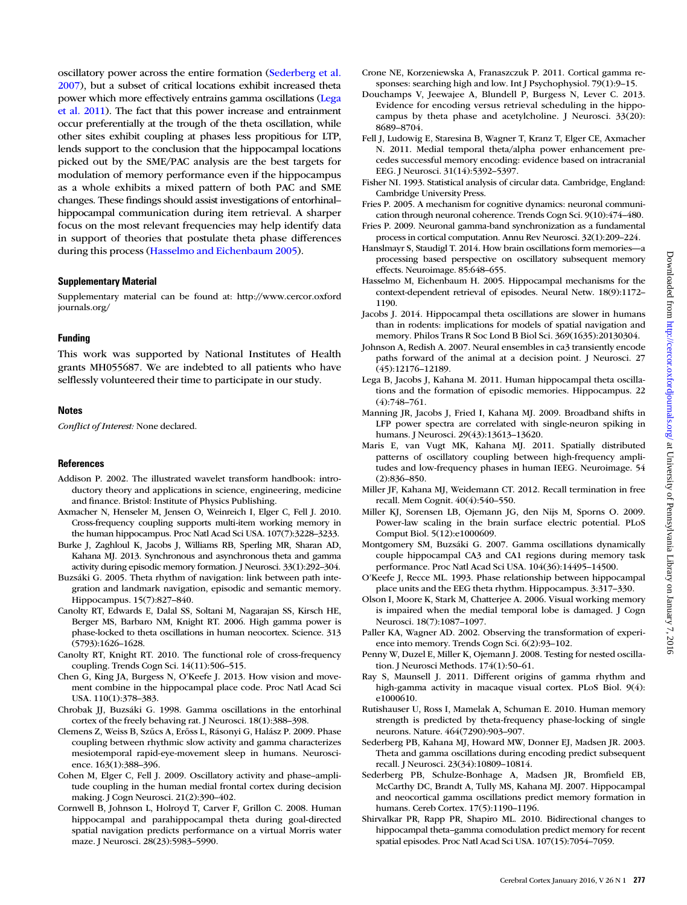oscillatory power across the entire formation (Sederberg et al. 2007), but a subset of critical locations exhibit increased theta power which more effectively entrains gamma oscillations (Lega et al. 2011). The fact that this power increase and entrainment occur preferentially at the trough of the theta oscillation, while other sites exhibit coupling at phases less propitious for LTP, lends support to the conclusion that the hippocampal locations picked out by the SME/PAC analysis are the best targets for modulation of memory performance even if the hippocampus as a whole exhibits a mixed pattern of both PAC and SME changes. These findings should assist investigations of entorhinal–hippocampal communication during item retrieval. A sharper focus on the most relevant frequencies may help identify data in support of theories that postulate theta phase differences during this process (Hasselmo and Eichenbaum 2005).

## Supplementary Material

Supplementary material can be found at: http://www.cercor.oxfordjournals.org/

## Funding

This work was supported by National Institutes of Health grants MH055687. We are indebted to all patients who have selflessly volunteered their time to participate in our study.

## Notes

*Conflict of Interest:* None declared.

## References

- Addison P. 2002. The illustrated wavelet transform handbook: introductory theory and applications in science, engineering, medicine and finance. Bristol: Institute of Physics Publishing.
- Axmacher N, Henseler M, Jensen O, Weinreich I, Elger C, Fell J. 2010. Cross-frequency coupling supports multi-item working memory in the human hippocampus. Proc Natl Acad Sci USA. 107(7):3228–3233.
- Burke J, Zaghloul K, Jacobs J, Williams RB, Sperling MR, Sharan AD, Kahana MJ. 2013. Synchronous and asynchronous theta and gamma activity during episodic memory formation. J Neurosci. 33(1):292–304.
- Buzsáki G. 2005. Theta rhythm of navigation: link between path integration and landmark navigation, episodic and semantic memory. Hippocampus. 15(7):827–840.
- Canolty RT, Edwards E, Dalal SS, Soltani M, Nagarajan SS, Kirsch HE, Berger MS, Barbaro NM, Knight RT. 2006. High gamma power is phase-locked to theta oscillations in human neocortex. Science. 313 (5793):1626–1628.
- Canolty RT, Knight RT. 2010. The functional role of cross-frequency coupling. Trends Cogn Sci. 14(11):506–515.
- Chen G, King JA, Burgess N, O'Keefe J. 2013. How vision and movement combine in the hippocampal place code. Proc Natl Acad Sci USA. 110(1):378–383.
- Chrobak JJ, Buzsáki G. 1998. Gamma oscillations in the entorhinal cortex of the freely behaving rat. J Neurosci. 18(1):388–398.
- Clemens Z, Weiss B, Szűcs A, Erőss L, Rásonyi G, Halász P. 2009. Phase coupling between rhythmic slow activity and gamma characterizes mesiotemporal rapid-eye-movement sleep in humans. Neuroscience. 163(1):388–396.
- Cohen M, Elger C, Fell J. 2009. Oscillatory activity and phase–amplitude coupling in the human medial frontal cortex during decision making. J Cogn Neurosci. 21(2):390–402.
- Cornwell B, Johnson L, Holroyd T, Carver F, Grillon C. 2008. Human hippocampal and parahippocampal theta during goal-directed spatial navigation predicts performance on a virtual Morris water maze. J Neurosci. 28(23):5983–5990.
- Crone NE, Korzeniewska A, Franaszczuk P. 2011. Cortical gamma responses: searching high and low. Int J Psychophysiol. 79(1):9–15.
- Douchamps V, Jeewajee A, Blundell P, Burgess N, Lever C. 2013. Evidence for encoding versus retrieval scheduling in the hippocampus by theta phase and acetylcholine. J Neurosci. 33(20): 8689–8704.
- Fell J, Ludowig E, Staresina B, Wagner T, Kranz T, Elger CE, Axmacher N. 2011. Medial temporal theta/alpha power enhancement precedes successful memory encoding: evidence based on intracranial EEG. J Neurosci. 31(14):5392–5397.
- Fisher NI. 1993. Statistical analysis of circular data. Cambridge, England: Cambridge University Press.
- Fries P. 2005. A mechanism for cognitive dynamics: neuronal communication through neuronal coherence. Trends Cogn Sci. 9(10):474–480.
- Fries P. 2009. Neuronal gamma-band synchronization as a fundamental process in cortical computation. Annu Rev Neurosci. 32(1):209–224.
- Hanslmayr S, Staudigl T. 2014. How brain oscillations form memories—a processing based perspective on oscillatory subsequent memory effects. Neuroimage. 85:648–655.
- Hasselmo M, Eichenbaum H. 2005. Hippocampal mechanisms for the context-dependent retrieval of episodes. Neural Netw. 18(9):1172–1190.
- Jacobs J. 2014. Hippocampal theta oscillations are slower in humans than in rodents: implications for models of spatial navigation and memory. Philos Trans R Soc Lond B Biol Sci. 369(1635):20130304.
- Johnson A, Redish A. 2007. Neural ensembles in ca3 transiently encode paths forward of the animal at a decision point. J Neurosci. 27 (45):12176–12189.
- Lega B, Jacobs J, Kahana M. 2011. Human hippocampal theta oscillations and the formation of episodic memories. Hippocampus. 22 (4):748–761.
- Manning JR, Jacobs J, Fried I, Kahana MJ. 2009. Broadband shifts in LFP power spectra are correlated with single-neuron spiking in humans. J Neurosci. 29(43):13613–13620.
- Maris E, van Vugt MK, Kahana MJ. 2011. Spatially distributed patterns of oscillatory coupling between high-frequency amplitudes and low-frequency phases in human IEEG. Neuroimage. 54 (2):836–850.
- Miller JF, Kahana MJ, Weidemann CT. 2012. Recall termination in free recall. Mem Cognit. 40(4):540–550.
- Miller KJ, Sorensen LB, Ojemann JG, den Nijs M, Sporns O. 2009. Power-law scaling in the brain surface electric potential. PLoS Comput Biol. 5(12):e1000609.
- Montgomery SM, Buzsáki G. 2007. Gamma oscillations dynamically couple hippocampal CA3 and CA1 regions during memory task performance. Proc Natl Acad Sci USA. 104(36):14495–14500.
- O'Keefe J, Recce ML. 1993. Phase relationship between hippocampal place units and the EEG theta rhythm. Hippocampus. 3:317–330.
- Olson I, Moore K, Stark M, Chatterjee A. 2006. Visual working memory is impaired when the medial temporal lobe is damaged. J Cogn Neurosci. 18(7):1087–1097.
- Paller KA, Wagner AD. 2002. Observing the transformation of experience into memory. Trends Cogn Sci. 6(2):93–102.
- Penny W, Duzel E, Miller K, Ojemann J. 2008. Testing for nested oscillation. J Neurosci Methods. 174(1):50–61.
- Ray S, Maunsell J. 2011. Different origins of gamma rhythm and high-gamma activity in macaque visual cortex. PLoS Biol. 9(4): e1000610.
- Rutishauser U, Ross I, Mamelak A, Schuman E. 2010. Human memory strength is predicted by theta-frequency phase-locking of single neurons. Nature. 464(7290):903–907.
- Sederberg PB, Kahana MJ, Howard MW, Donner EJ, Madsen JR. 2003. Theta and gamma oscillations during encoding predict subsequent recall. J Neurosci. 23(34):10809–10814.
- Sederberg PB, Schulze-Bonhage A, Madsen JR, Bromfield EB, McCarthy DC, Brandt A, Tully MS, Kahana MJ. 2007. Hippocampal and neocortical gamma oscillations predict memory formation in humans. Cereb Cortex. 17(5):1190–1196.
- Shirvalkar PR, Rapp PR, Shapiro ML. 2010. Bidirectional changes to hippocampal theta–gamma comodulation predict memory for recent spatial episodes. Proc Natl Acad Sci USA. 107(15):7054–7059.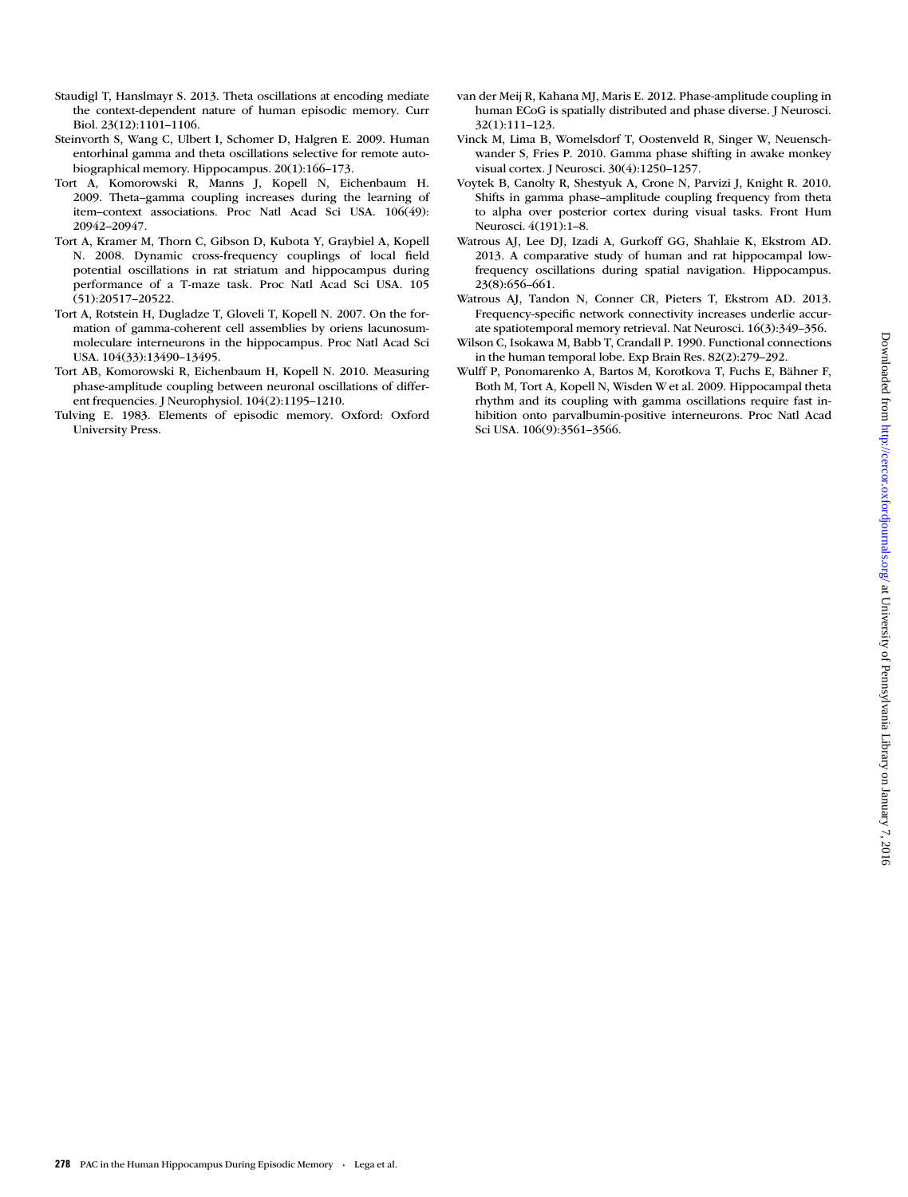Staudigl T, Hanslmayr S. 2013. Theta oscillations at encoding mediate the context-dependent nature of human episodic memory. Curr Biol. 23(12):1101–1106.

Steinvorth S, Wang C, Ulbert I, Schomer D, Halgren E. 2009. Human entorhinal gamma and theta oscillations selective for remote autobiographical memory. Hippocampus. 20(1):166–173.

Tort A, Komorowski R, Manns J, Kopell N, Eichenbaum H. 2009. Theta–gamma coupling increases during the learning of item–context associations. Proc Natl Acad Sci USA. 106(49): 20942–20947.

Tort A, Kramer M, Thorn C, Gibson D, Kubota Y, Graybiel A, Kopell N. 2008. Dynamic cross-frequency couplings of local field potential oscillations in rat striatum and hippocampus during performance of a T-maze task. Proc Natl Acad Sci USA. 105 (51):20517–20522.

Tort A, Rotstein H, Dugladze T, Gloveli T, Kopell N. 2007. On the formation of gamma-coherent cell assemblies by oriens lacunosum-moleculare interneurons in the hippocampus. Proc Natl Acad Sci USA. 104(33):13490–13495.

Tort AB, Komorowski R, Eichenbaum H, Kopell N. 2010. Measuring phase-amplitude coupling between neuronal oscillations of different frequencies. J Neurophysiol. 104(2):1195–1210.

Tulving E. 1983. Elements of episodic memory. Oxford: Oxford University Press.

van der Meij R, Kahana MJ, Maris E. 2012. Phase-amplitude coupling in human ECoG is spatially distributed and phase diverse. J Neurosci. 32(1):111–123.

Vinck M, Lima B, Womelsdorf T, Oostenveld R, Singer W, Neuenschwander S, Fries P. 2010. Gamma phase shifting in awake monkey visual cortex. J Neurosci. 30(4):1250–1257.

Voytek B, Canolty R, Shestyuk A, Crone N, Parvizi J, Knight R. 2010. Shifts in gamma phase–amplitude coupling frequency from theta to alpha over posterior cortex during visual tasks. Front Hum Neurosci. 4(191):1–8.

Watrous AJ, Lee DJ, Izadi A, Gurkoff GG, Shahlaie K, Ekstrom AD. 2013. A comparative study of human and rat hippocampal low-frequency oscillations during spatial navigation. Hippocampus. 23(8):656–661.

Watrous AJ, Tandon N, Conner CR, Pieters T, Ekstrom AD. 2013. Frequency-specific network connectivity increases underlie accurate spatiotemporal memory retrieval. Nat Neurosci. 16(3):349–356.

Wilson C, Isokawa M, Babb T, Crandall P. 1990. Functional connections in the human temporal lobe. Exp Brain Res. 82(2):279–292.

Wulff P, Ponomarenko A, Bartos M, Korotkova T, Fuchs E, Bähner F, Both M, Tort A, Kopell N, Wisden W et al. 2009. Hippocampal theta rhythm and its coupling with gamma oscillations require fast inhibition onto parvalbumin-positive interneurons. Proc Natl Acad Sci USA. 106(9):3561–3566.